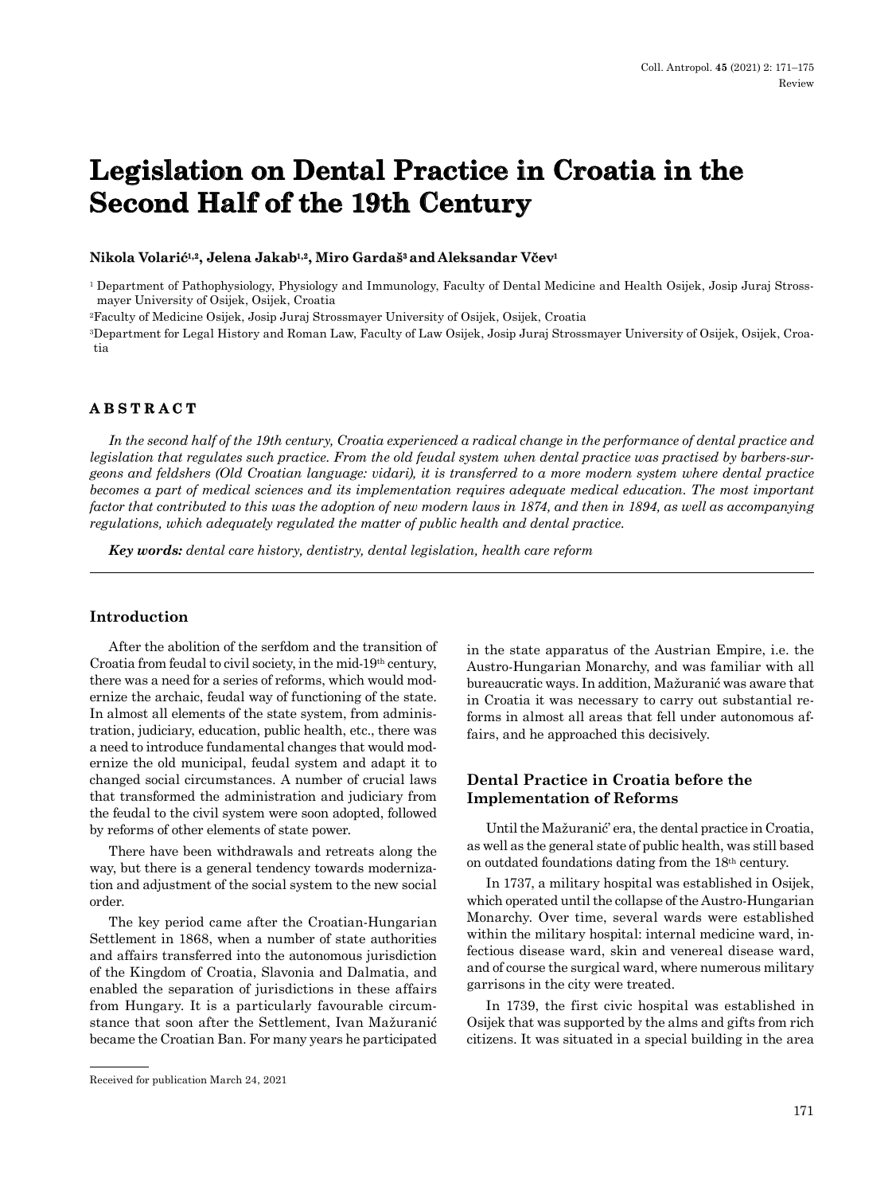# Legislation on Dental Practice in Croatia in the Second Half of the 19th Century

**Nikola Volarić[1,2], Jelena Jakab[1,2], Miro Gardaš[3] and Aleksandar Včev[1]**

[1] Department of Pathophysiology, Physiology and Immunology, Faculty of Dental Medicine and Health Osijek, Josip Juraj Strossmayer University of Osijek, Osijek, Croatia

[2] Faculty of Medicine Osijek, Josip Juraj Strossmayer University of Osijek, Osijek, Croatia

[3] Department for Legal History and Roman Law, Faculty of Law Osijek, Josip Juraj Strossmayer University of Osijek, Osijek, Croatia

## ABSTRACT

*In the second half of the 19th century, Croatia experienced a radical change in the performance of dental practice and legislation that regulates such practice. From the old feudal system when dental practice was practised by barbers-surgeons and feldshers (Old Croatian language: vidari), it is transferred to a more modern system where dental practice becomes a part of medical sciences and its implementation requires adequate medical education. The most important factor that contributed to this was the adoption of new modern laws in 1874, and then in 1894, as well as accompanying regulations, which adequately regulated the matter of public health and dental practice.*

***Key words:*** *dental care history, dentistry, dental legislation, health care reform*

## Introduction

After the abolition of the serfdom and the transition of Croatia from feudal to civil society, in the mid-19th century, there was a need for a series of reforms, which would modernize the archaic, feudal way of functioning of the state. In almost all elements of the state system, from administration, judiciary, education, public health, etc., there was a need to introduce fundamental changes that would modernize the old municipal, feudal system and adapt it to changed social circumstances. A number of crucial laws that transformed the administration and judiciary from the feudal to the civil system were soon adopted, followed by reforms of other elements of state power.

There have been withdrawals and retreats along the way, but there is a general tendency towards modernization and adjustment of the social system to the new social order.

The key period came after the Croatian-Hungarian Settlement in 1868, when a number of state authorities and affairs transferred into the autonomous jurisdiction of the Kingdom of Croatia, Slavonia and Dalmatia, and enabled the separation of jurisdictions in these affairs from Hungary. It is a particularly favourable circumstance that soon after the Settlement, Ivan Mažuranić became the Croatian Ban. For many years he participated in the state apparatus of the Austrian Empire, i.e. the Austro-Hungarian Monarchy, and was familiar with all bureaucratic ways. In addition, Mažuranić was aware that in Croatia it was necessary to carry out substantial reforms in almost all areas that fell under autonomous affairs, and he approached this decisively.

## Dental Practice in Croatia before the Implementation of Reforms

Until the Mažuranić' era, the dental practice in Croatia, as well as the general state of public health, was still based on outdated foundations dating from the 18th century.

In 1737, a military hospital was established in Osijek, which operated until the collapse of the Austro-Hungarian Monarchy. Over time, several wards were established within the military hospital: internal medicine ward, infectious disease ward, skin and venereal disease ward, and of course the surgical ward, where numerous military garrisons in the city were treated.

In 1739, the first civic hospital was established in Osijek that was supported by the alms and gifts from rich citizens. It was situated in a special building in the area

Received for publication March 24, 2021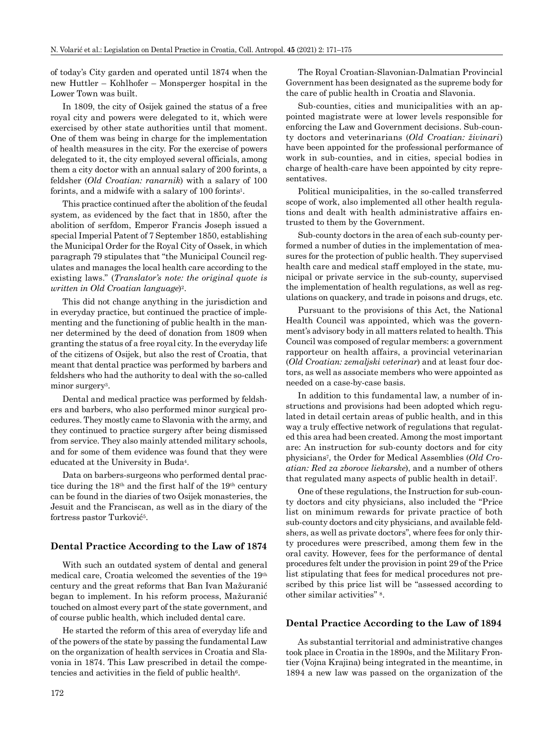of today's City garden and operated until 1874 when the new Huttler – Kohlhofer – Monsperger hospital in the Lower Town was built.

In 1809, the city of Osijek gained the status of a free royal city and powers were delegated to it, which were exercised by other state authorities until that moment. One of them was being in charge for the implementation of health measures in the city. For the exercise of powers delegated to it, the city employed several officials, among them a city doctor with an annual salary of 200 forints, a feldsher (*Old Croatian: ranarnik*) with a salary of 100 forints, and a midwife with a salary of 100 forints[1].

This practice continued after the abolition of the feudal system, as evidenced by the fact that in 1850, after the abolition of serfdom, Emperor Francis Joseph issued a special Imperial Patent of 7 September 1850, establishing the Municipal Order for the Royal City of Ossek, in which paragraph 79 stipulates that "the Municipal Council regulates and manages the local health care according to the existing laws." (*Translator's note: the original quote is written in Old Croatian language*)[2].

This did not change anything in the jurisdiction and in everyday practice, but continued the practice of implementing and the functioning of public health in the manner determined by the deed of donation from 1809 when granting the status of a free royal city. In the everyday life of the citizens of Osijek, but also the rest of Croatia, that meant that dental practice was performed by barbers and feldshers who had the authority to deal with the so-called minor surgery[3].

Dental and medical practice was performed by feldshers and barbers, who also performed minor surgical procedures. They mostly came to Slavonia with the army, and they continued to practice surgery after being dismissed from service. They also mainly attended military schools, and for some of them evidence was found that they were educated at the University in Buda[4].

Data on barbers-surgeons who performed dental practice during the 18th and the first half of the 19th century can be found in the diaries of two Osijek monasteries, the Jesuit and the Franciscan, as well as in the diary of the fortress pastor Turković[5].

## Dental Practice According to the Law of 1874

With such an outdated system of dental and general medical care, Croatia welcomed the seventies of the 19th century and the great reforms that Ban Ivan Mažuranić began to implement. In his reform process, Mažuranić touched on almost every part of the state government, and of course public health, which included dental care.

He started the reform of this area of everyday life and of the powers of the state by passing the fundamental Law on the organization of health services in Croatia and Slavonia in 1874. This Law prescribed in detail the competencies and activities in the field of public health[6].

The Royal Croatian-Slavonian-Dalmatian Provincial Government has been designated as the supreme body for the care of public health in Croatia and Slavonia.

Sub-counties, cities and municipalities with an appointed magistrate were at lower levels responsible for enforcing the Law and Government decisions. Sub-county doctors and veterinarians (*Old Croatian: živinari*) have been appointed for the professional performance of work in sub-counties, and in cities, special bodies in charge of health-care have been appointed by city representatives.

Political municipalities, in the so-called transferred scope of work, also implemented all other health regulations and dealt with health administrative affairs entrusted to them by the Government.

Sub-county doctors in the area of each sub-county performed a number of duties in the implementation of measures for the protection of public health. They supervised health care and medical staff employed in the state, municipal or private service in the sub-county, supervised the implementation of health regulations, as well as regulations on quackery, and trade in poisons and drugs, etc.

Pursuant to the provisions of this Act, the National Health Council was appointed, which was the government's advisory body in all matters related to health. This Council was composed of regular members: a government rapporteur on health affairs, a provincial veterinarian (*Old Croatian: zemaljski veterinar*) and at least four doctors, as well as associate members who were appointed as needed on a case-by-case basis.

In addition to this fundamental law, a number of instructions and provisions had been adopted which regulated in detail certain areas of public health, and in this way a truly effective network of regulations that regulated this area had been created. Among the most important are: An instruction for sub-county doctors and for city physicians[7], the Order for Medical Assemblies (*Old Croatian: Red za zborove liekarske*), and a number of others that regulated many aspects of public health in detail[7].

One of these regulations, the Instruction for sub-county doctors and city physicians, also included the "Price list on minimum rewards for private practice of both sub-county doctors and city physicians, and available feldshers, as well as private doctors", where fees for only thirty procedures were prescribed, among them few in the oral cavity. However, fees for the performance of dental procedures felt under the provision in point 29 of the Price list stipulating that fees for medical procedures not prescribed by this price list will be "assessed according to other similar activities" [8].

## Dental Practice According to the Law of 1894

As substantial territorial and administrative changes took place in Croatia in the 1890s, and the Military Frontier (Vojna Krajina) being integrated in the meantime, in 1894 a new law was passed on the organization of the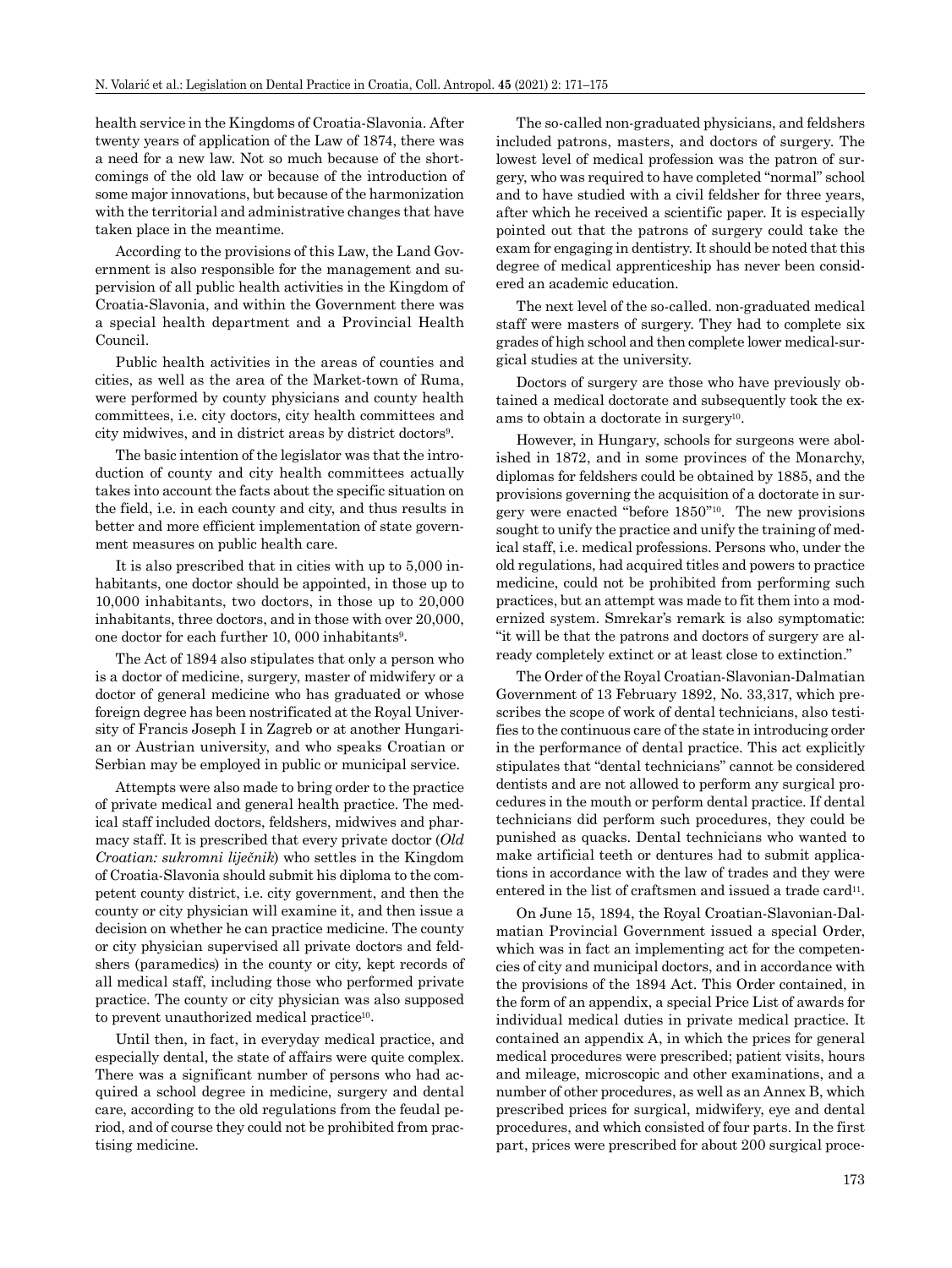health service in the Kingdoms of Croatia-Slavonia. After twenty years of application of the Law of 1874, there was a need for a new law. Not so much because of the shortcomings of the old law or because of the introduction of some major innovations, but because of the harmonization with the territorial and administrative changes that have taken place in the meantime.

According to the provisions of this Law, the Land Government is also responsible for the management and supervision of all public health activities in the Kingdom of Croatia-Slavonia, and within the Government there was a special health department and a Provincial Health Council.

Public health activities in the areas of counties and cities, as well as the area of the Market-town of Ruma, were performed by county physicians and county health committees, i.e. city doctors, city health committees and city midwives, and in district areas by district doctors[9].

The basic intention of the legislator was that the introduction of county and city health committees actually takes into account the facts about the specific situation on the field, i.e. in each county and city, and thus results in better and more efficient implementation of state government measures on public health care.

It is also prescribed that in cities with up to 5,000 inhabitants, one doctor should be appointed, in those up to 10,000 inhabitants, two doctors, in those up to 20,000 inhabitants, three doctors, and in those with over 20,000, one doctor for each further 10, 000 inhabitants[9].

The Act of 1894 also stipulates that only a person who is a doctor of medicine, surgery, master of midwifery or a doctor of general medicine who has graduated or whose foreign degree has been nostrificated at the Royal University of Francis Joseph I in Zagreb or at another Hungarian or Austrian university, and who speaks Croatian or Serbian may be employed in public or municipal service.

Attempts were also made to bring order to the practice of private medical and general health practice. The medical staff included doctors, feldshers, midwives and pharmacy staff. It is prescribed that every private doctor (*Old Croatian: sukromni liječnik*) who settles in the Kingdom of Croatia-Slavonia should submit his diploma to the competent county district, i.e. city government, and then the county or city physician will examine it, and then issue a decision on whether he can practice medicine. The county or city physician supervised all private doctors and feldshers (paramedics) in the county or city, kept records of all medical staff, including those who performed private practice. The county or city physician was also supposed to prevent unauthorized medical practice[10].

Until then, in fact, in everyday medical practice, and especially dental, the state of affairs were quite complex. There was a significant number of persons who had acquired a school degree in medicine, surgery and dental care, according to the old regulations from the feudal period, and of course they could not be prohibited from practising medicine.

The so-called non-graduated physicians, and feldshers included patrons, masters, and doctors of surgery. The lowest level of medical profession was the patron of surgery, who was required to have completed "normal" school and to have studied with a civil feldsher for three years, after which he received a scientific paper. It is especially pointed out that the patrons of surgery could take the exam for engaging in dentistry. It should be noted that this degree of medical apprenticeship has never been considered an academic education.

The next level of the so-called. non-graduated medical staff were masters of surgery. They had to complete six grades of high school and then complete lower medical-surgical studies at the university.

Doctors of surgery are those who have previously obtained a medical doctorate and subsequently took the exams to obtain a doctorate in surgery[10].

However, in Hungary, schools for surgeons were abolished in 1872, and in some provinces of the Monarchy, diplomas for feldshers could be obtained by 1885, and the provisions governing the acquisition of a doctorate in surgery were enacted "before 1850"[10]. The new provisions sought to unify the practice and unify the training of medical staff, i.e. medical professions. Persons who, under the old regulations, had acquired titles and powers to practice medicine, could not be prohibited from performing such practices, but an attempt was made to fit them into a modernized system. Smrekar's remark is also symptomatic: "it will be that the patrons and doctors of surgery are already completely extinct or at least close to extinction."

The Order of the Royal Croatian-Slavonian-Dalmatian Government of 13 February 1892, No. 33,317, which prescribes the scope of work of dental technicians, also testifies to the continuous care of the state in introducing order in the performance of dental practice. This act explicitly stipulates that "dental technicians" cannot be considered dentists and are not allowed to perform any surgical procedures in the mouth or perform dental practice. If dental technicians did perform such procedures, they could be punished as quacks. Dental technicians who wanted to make artificial teeth or dentures had to submit applications in accordance with the law of trades and they were entered in the list of craftsmen and issued a trade card[11].

On June 15, 1894, the Royal Croatian-Slavonian-Dalmatian Provincial Government issued a special Order, which was in fact an implementing act for the competencies of city and municipal doctors, and in accordance with the provisions of the 1894 Act. This Order contained, in the form of an appendix, a special Price List of awards for individual medical duties in private medical practice. It contained an appendix A, in which the prices for general medical procedures were prescribed; patient visits, hours and mileage, microscopic and other examinations, and a number of other procedures, as well as an Annex B, which prescribed prices for surgical, midwifery, eye and dental procedures, and which consisted of four parts. In the first part, prices were prescribed for about 200 surgical proce-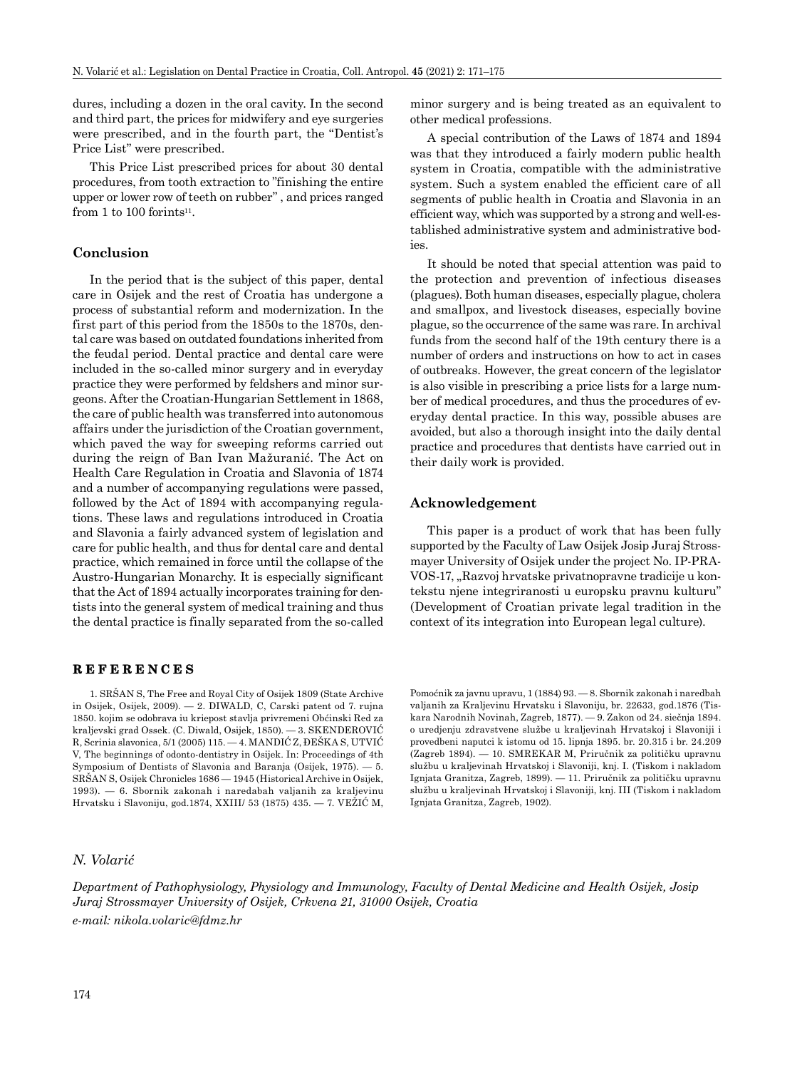dures, including a dozen in the oral cavity. In the second and third part, the prices for midwifery and eye surgeries were prescribed, and in the fourth part, the "Dentist's Price List" were prescribed.

This Price List prescribed prices for about 30 dental procedures, from tooth extraction to "finishing the entire upper or lower row of teeth on rubber" , and prices ranged from 1 to 100 forints[11].

## Conclusion

In the period that is the subject of this paper, dental care in Osijek and the rest of Croatia has undergone a process of substantial reform and modernization. In the first part of this period from the 1850s to the 1870s, dental care was based on outdated foundations inherited from the feudal period. Dental practice and dental care were included in the so-called minor surgery and in everyday practice they were performed by feldshers and minor surgeons. After the Croatian-Hungarian Settlement in 1868, the care of public health was transferred into autonomous affairs under the jurisdiction of the Croatian government, which paved the way for sweeping reforms carried out during the reign of Ban Ivan Mažuranić. The Act on Health Care Regulation in Croatia and Slavonia of 1874 and a number of accompanying regulations were passed, followed by the Act of 1894 with accompanying regulations. These laws and regulations introduced in Croatia and Slavonia a fairly advanced system of legislation and care for public health, and thus for dental care and dental practice, which remained in force until the collapse of the Austro-Hungarian Monarchy. It is especially significant that the Act of 1894 actually incorporates training for dentists into the general system of medical training and thus the dental practice is finally separated from the so-called minor surgery and is being treated as an equivalent to other medical professions.

A special contribution of the Laws of 1874 and 1894 was that they introduced a fairly modern public health system in Croatia, compatible with the administrative system. Such a system enabled the efficient care of all segments of public health in Croatia and Slavonia in an efficient way, which was supported by a strong and well-established administrative system and administrative bodies.

It should be noted that special attention was paid to the protection and prevention of infectious diseases (plagues). Both human diseases, especially plague, cholera and smallpox, and livestock diseases, especially bovine plague, so the occurrence of the same was rare. In archival funds from the second half of the 19th century there is a number of orders and instructions on how to act in cases of outbreaks. However, the great concern of the legislator is also visible in prescribing a price lists for a large number of medical procedures, and thus the procedures of everyday dental practice. In this way, possible abuses are avoided, but also a thorough insight into the daily dental practice and procedures that dentists have carried out in their daily work is provided.

## Acknowledgement

This paper is a product of work that has been fully supported by the Faculty of Law Osijek Josip Juraj Strossmayer University of Osijek under the project No. IP-PRAVOS-17, „Razvoj hrvatske privatnopravne tradicije u kontekstu njene integriranosti u europsku pravnu kulturu" (Development of Croatian private legal tradition in the context of its integration into European legal culture).

## REFERENCES

1. SRŠAN S, The Free and Royal City of Osijek 1809 (State Archive in Osijek, Osijek, 2009). — 2. DIWALD, C, Carski patent od 7. rujna 1850. kojim se odobrava iu kriepost stavlja privremeni Obćinski Red za kraljevski grad Ossek. (C. Diwald, Osijek, 1850). — 3. SKENDEROVIĆ R, Scrinia slavonica, 5/1 (2005) 115. — 4. MANDIĆ Z, ĐEŠKA S, UTVIĆ V, The beginnings of odonto-dentistry in Osijek. In: Proceedings of 4th Symposium of Dentists of Slavonia and Baranja (Osijek, 1975). — 5. SRŠAN S, Osijek Chronicles 1686 — 1945 (Historical Archive in Osijek, 1993). — 6. Sbornik zakonah i naredabah valjanih za kraljevinu Hrvatsku i Slavoniju, god.1874, XXIII/ 53 (1875) 435. — 7. VEŽIĆ M, Pomoćnik za javnu upravu, 1 (1884) 93. — 8. Sbornik zakonah i naredbah valjanih za Kraljevinu Hrvatsku i Slavoniju, br. 22633, god.1876 (Tiskara Narodnih Novinah, Zagreb, 1877). — 9. Zakon od 24. siečnja 1894. o uredjenju zdravstvene službe u kraljevinah Hrvatskoj i Slavoniji i provedbeni naputci k istomu od 15. lipnja 1895. br. 20.315 i br. 24.209 (Zagreb 1894). — 10. SMREKAR M, Priručnik za političku upravnu službu u kraljevinah Hrvatskoj i Slavoniji, knj. I. (Tiskom i nakladom Ignjata Granitza, Zagreb, 1899). — 11. Priručnik za političku upravnu službu u kraljevinah Hrvatskoj i Slavoniji, knj. III (Tiskom i nakladom Ignjata Granitza, Zagreb, 1902).

*N. Volarić*

*Department of Pathophysiology, Physiology and Immunology, Faculty of Dental Medicine and Health Osijek, Josip Juraj Strossmayer University of Osijek, Crkvena 21, 31000 Osijek, Croatia*
*e-mail: nikola.volaric@fdmz.hr*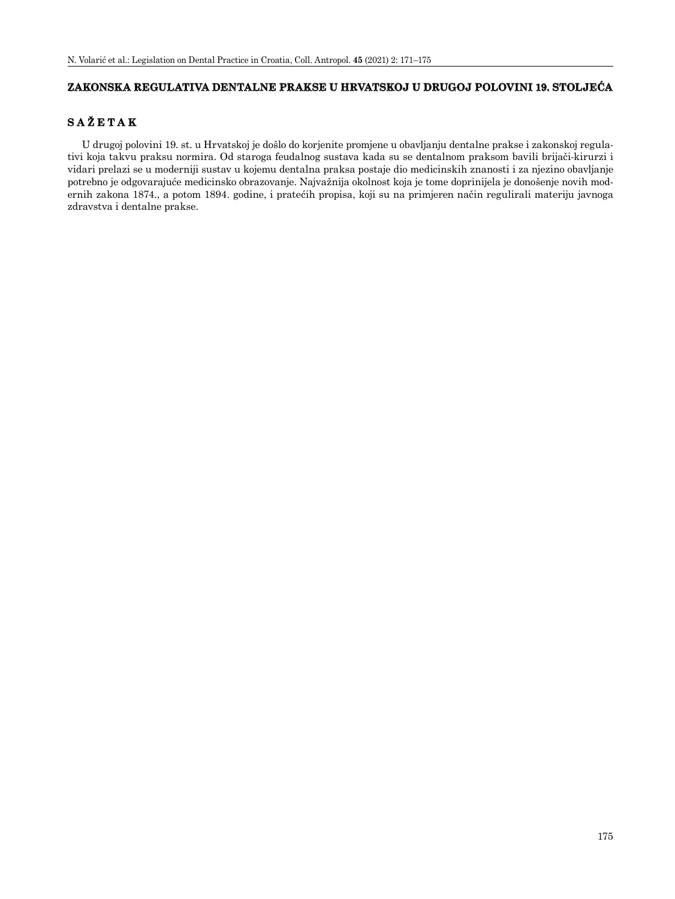## ZAKONSKA REGULATIVA DENTALNE PRAKSE U HRVATSKOJ U DRUGOJ POLOVINI 19. STOLJEĆA

### S A Ž E T A K

U drugoj polovini 19. st. u Hrvatskoj je došlo do korjenite promjene u obavljanju dentalne prakse i zakonskoj regulativi koja takvu praksu normira. Od staroga feudalnog sustava kada su se dentalnom praksom bavili brijači-kirurzi i vidari prelazi se u moderniji sustav u kojemu dentalna praksa postaje dio medicinskih znanosti i za njezino obavljanje potrebno je odgovarajuće medicinsko obrazovanje. Najvažnija okolnost koja je tome doprinijela je donošenje novih modernih zakona 1874., a potom 1894. godine, i pratećih propisa, koji su na primjeren način regulirali materiju javnoga zdravstva i dentalne prakse.